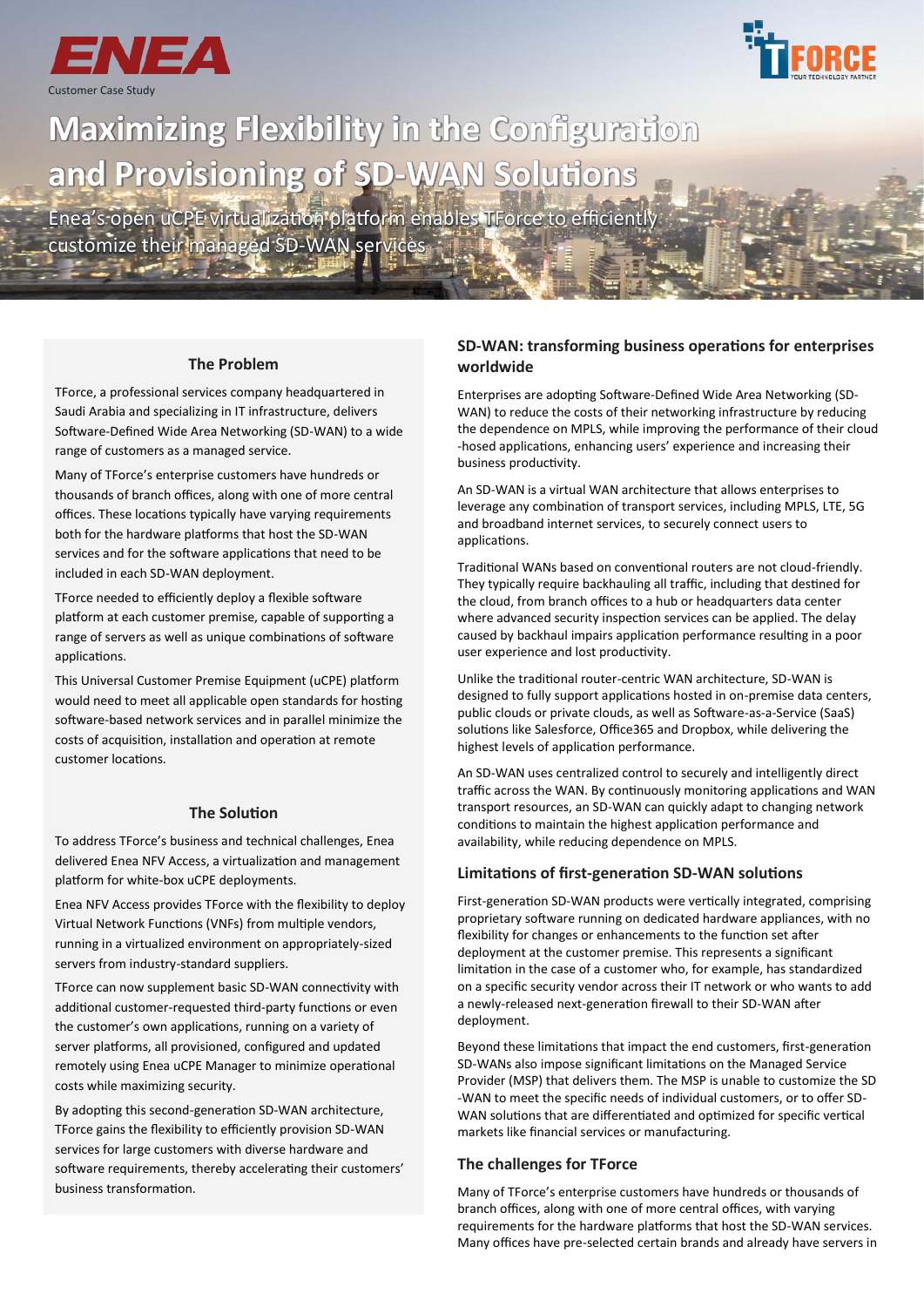ENEA

Customer Case Study

TFORCE YOUR TECHNOLOGY PARTNER

# Maximizing Flexibility in the Configuration and Provisioning of SD-WAN Solutions

Enea's open uCPE virtualization platform enables TForce to efficiently customize their managed SD-WAN services

## The Problem

TForce, a professional services company headquartered in Saudi Arabia and specializing in IT infrastructure, delivers Software-Defined Wide Area Networking (SD-WAN) to a wide range of customers as a managed service.

Many of TForce's enterprise customers have hundreds or thousands of branch offices, along with one of more central offices. These locations typically have varying requirements both for the hardware platforms that host the SD-WAN services and for the software applications that need to be included in each SD-WAN deployment.

TForce needed to efficiently deploy a flexible software platform at each customer premise, capable of supporting a range of servers as well as unique combinations of software applications.

This Universal Customer Premise Equipment (uCPE) platform would need to meet all applicable open standards for hosting software-based network services and in parallel minimize the costs of acquisition, installation and operation at remote customer locations.

## The Solution

To address TForce's business and technical challenges, Enea delivered Enea NFV Access, a virtualization and management platform for white-box uCPE deployments.

Enea NFV Access provides TForce with the flexibility to deploy Virtual Network Functions (VNFs) from multiple vendors, running in a virtualized environment on appropriately-sized servers from industry-standard suppliers.

TForce can now supplement basic SD-WAN connectivity with additional customer-requested third-party functions or even the customer's own applications, running on a variety of server platforms, all provisioned, configured and updated remotely using Enea uCPE Manager to minimize operational costs while maximizing security.

By adopting this second-generation SD-WAN architecture, TForce gains the flexibility to efficiently provision SD-WAN services for large customers with diverse hardware and software requirements, thereby accelerating their customers' business transformation.

## SD-WAN: transforming business operations for enterprises worldwide

Enterprises are adopting Software-Defined Wide Area Networking (SD-WAN) to reduce the costs of their networking infrastructure by reducing the dependence on MPLS, while improving the performance of their cloud -hosed applications, enhancing users' experience and increasing their business productivity.

An SD-WAN is a virtual WAN architecture that allows enterprises to leverage any combination of transport services, including MPLS, LTE, 5G and broadband internet services, to securely connect users to applications.

Traditional WANs based on conventional routers are not cloud-friendly. They typically require backhauling all traffic, including that destined for the cloud, from branch offices to a hub or headquarters data center where advanced security inspection services can be applied. The delay caused by backhaul impairs application performance resulting in a poor user experience and lost productivity.

Unlike the traditional router-centric WAN architecture, SD-WAN is designed to fully support applications hosted in on-premise data centers, public clouds or private clouds, as well as Software-as-a-Service (SaaS) solutions like Salesforce, Office365 and Dropbox, while delivering the highest levels of application performance.

An SD-WAN uses centralized control to securely and intelligently direct traffic across the WAN. By continuously monitoring applications and WAN transport resources, an SD-WAN can quickly adapt to changing network conditions to maintain the highest application performance and availability, while reducing dependence on MPLS.

## Limitations of first-generation SD-WAN solutions

First-generation SD-WAN products were vertically integrated, comprising proprietary software running on dedicated hardware appliances, with no flexibility for changes or enhancements to the function set after deployment at the customer premise. This represents a significant limitation in the case of a customer who, for example, has standardized on a specific security vendor across their IT network or who wants to add a newly-released next-generation firewall to their SD-WAN after deployment.

Beyond these limitations that impact the end customers, first-generation SD-WANs also impose significant limitations on the Managed Service Provider (MSP) that delivers them. The MSP is unable to customize the SD -WAN to meet the specific needs of individual customers, or to offer SD-WAN solutions that are differentiated and optimized for specific vertical markets like financial services or manufacturing.

## The challenges for TForce

Many of TForce's enterprise customers have hundreds or thousands of branch offices, along with one of more central offices, with varying requirements for the hardware platforms that host the SD-WAN services. Many offices have pre-selected certain brands and already have servers in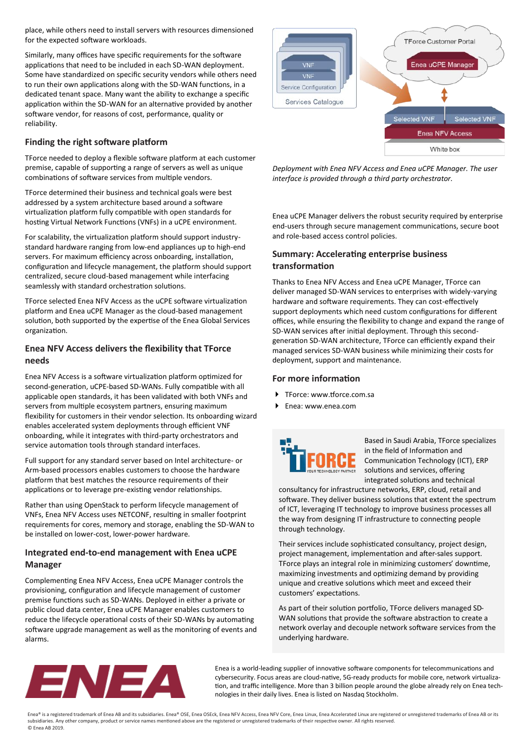place, while others need to install servers with resources dimensioned for the expected software workloads.

Similarly, many offices have specific requirements for the software applications that need to be included in each SD-WAN deployment. Some have standardized on specific security vendors while others need to run their own applications along with the SD-WAN functions, in a dedicated tenant space. Many want the ability to exchange a specific application within the SD-WAN for an alternative provided by another software vendor, for reasons of cost, performance, quality or reliability.

## Finding the right software platform

TForce needed to deploy a flexible software platform at each customer premise, capable of supporting a range of servers as well as unique combinations of software services from multiple vendors.

TForce determined their business and technical goals were best addressed by a system architecture based around a software virtualization platform fully compatible with open standards for hosting Virtual Network Functions (VNFs) in a uCPE environment.

For scalability, the virtualization platform should support industry-standard hardware ranging from low-end appliances up to high-end servers. For maximum efficiency across onboarding, installation, configuration and lifecycle management, the platform should support centralized, secure cloud-based management while interfacing seamlessly with standard orchestration solutions.

TForce selected Enea NFV Access as the uCPE software virtualization platform and Enea uCPE Manager as the cloud-based management solution, both supported by the expertise of the Enea Global Services organization.

## Enea NFV Access delivers the flexibility that TForce needs

Enea NFV Access is a software virtualization platform optimized for second-generation, uCPE-based SD-WANs. Fully compatible with all applicable open standards, it has been validated with both VNFs and servers from multiple ecosystem partners, ensuring maximum flexibility for customers in their vendor selection. Its onboarding wizard enables accelerated system deployments through efficient VNF onboarding, while it integrates with third-party orchestrators and service automation tools through standard interfaces.

Full support for any standard server based on Intel architecture- or Arm-based processors enables customers to choose the hardware platform that best matches the resource requirements of their applications or to leverage pre-existing vendor relationships.

Rather than using OpenStack to perform lifecycle management of VNFs, Enea NFV Access uses NETCONF, resulting in smaller footprint requirements for cores, memory and storage, enabling the SD-WAN to be installed on lower-cost, lower-power hardware.

## Integrated end-to-end management with Enea uCPE Manager

Complementing Enea NFV Access, Enea uCPE Manager controls the provisioning, configuration and lifecycle management of customer premise functions such as SD-WANs. Deployed in either a private or public cloud data center, Enea uCPE Manager enables customers to reduce the lifecycle operational costs of their SD-WANs by automating software upgrade management as well as the monitoring of events and alarms.

VNF
VNF
Service Configuration
Services Catalogue
TForce Customer Portal
Enea uCPE Manager
Selected VNF
Selected VNF
Enea NFV Access
White box

*Deployment with Enea NFV Access and Enea uCPE Manager. The user interface is provided through a third party orchestrator.*

Enea uCPE Manager delivers the robust security required by enterprise end-users through secure management communications, secure boot and role-based access control policies.

## Summary: Accelerating enterprise business transformation

Thanks to Enea NFV Access and Enea uCPE Manager, TForce can deliver managed SD-WAN services to enterprises with widely-varying hardware and software requirements. They can cost-effectively support deployments which need custom configurations for different offices, while ensuring the flexibility to change and expand the range of SD-WAN services after initial deployment. Through this second-generation SD-WAN architecture, TForce can efficiently expand their managed services SD-WAN business while minimizing their costs for deployment, support and maintenance.

## For more information

- TForce: www.tforce.com.sa
- Enea: www.enea.com

Based in Saudi Arabia, TForce specializes in the field of Information and Communication Technology (ICT), ERP solutions and services, offering integrated solutions and technical consultancy for infrastructure networks, ERP, cloud, retail and software. They deliver business solutions that extent the spectrum of ICT, leveraging IT technology to improve business processes all the way from designing IT infrastructure to connecting people through technology.

Their services include sophisticated consultancy, project design, project management, implementation and after-sales support. TForce plays an integral role in minimizing customers' downtime, maximizing investments and optimizing demand by providing unique and creative solutions which meet and exceed their customers' expectations.

As part of their solution portfolio, TForce delivers managed SD-WAN solutions that provide the software abstraction to create a network overlay and decouple network software services from the underlying hardware.

Enea is a world-leading supplier of innovative software components for telecommunications and cybersecurity. Focus areas are cloud-native, 5G-ready products for mobile core, network virtualization, and traffic intelligence. More than 3 billion people around the globe already rely on Enea technologies in their daily lives. Enea is listed on Nasdaq Stockholm.

Enea® is a registered trademark of Enea AB and its subsidiaries. Enea® OSE, Enea OSEck, Enea NFV Access, Enea NFV Core, Enea Linux, Enea Accelerated Linux are registered or unregistered trademarks of Enea AB or its subsidiaries. Any other company, product or service names mentioned above are the registered or unregistered trademarks of their respective owner. All rights reserved.
© Enea AB 2019.